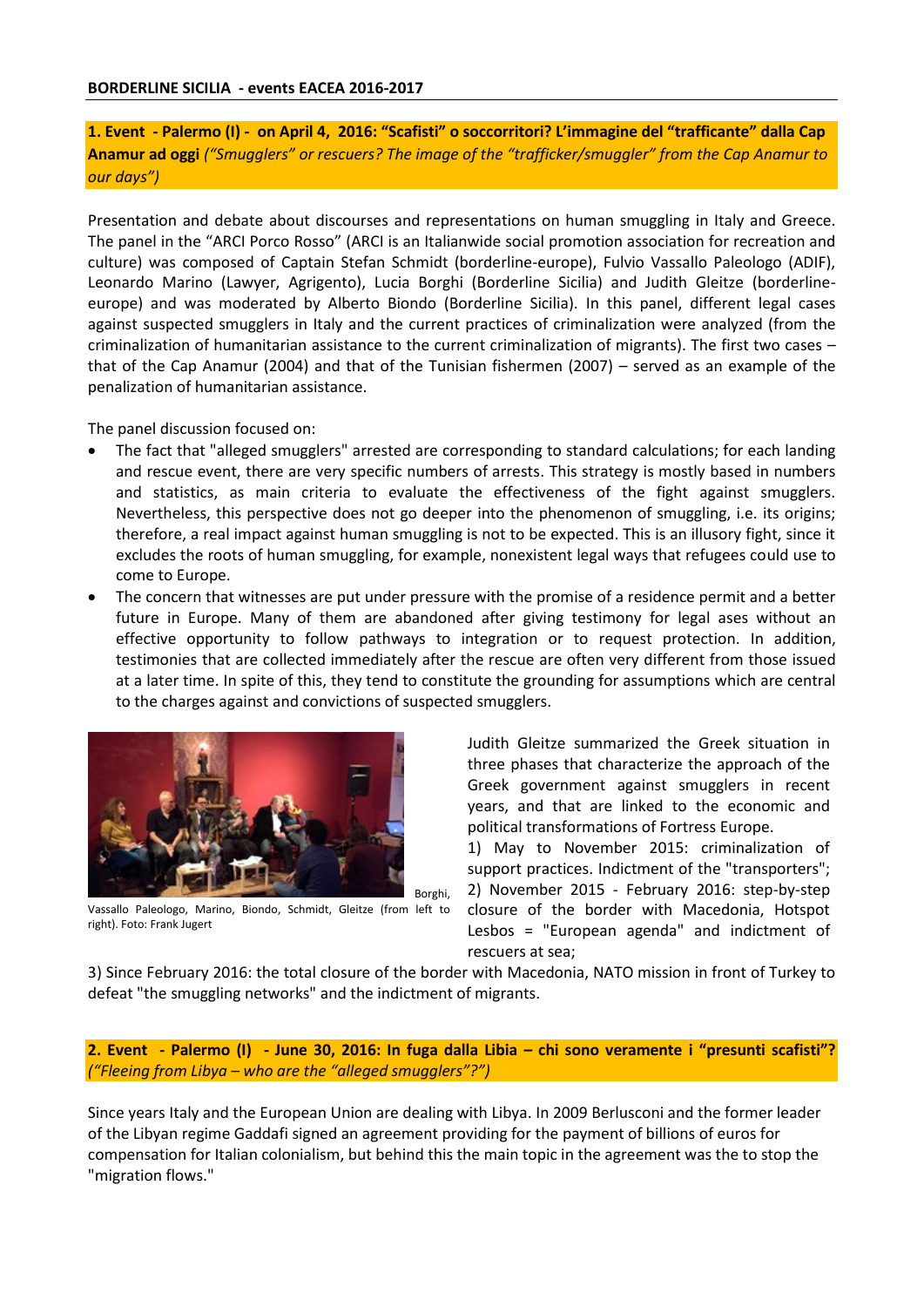**BORDERLINE SICILIA - events EACEA 2016-2017**

## 1. Event - Palermo (I) - on April 4, 2016: "Scafisti" o soccorritori? L'immagine del "trafficante" dalla Cap Anamur ad oggi *("Smugglers" or rescuers? The image of the "trafficker/smuggler" from the Cap Anamur to our days")*

Presentation and debate about discourses and representations on human smuggling in Italy and Greece. The panel in the "ARCI Porco Rosso" (ARCI is an Italianwide social promotion association for recreation and culture) was composed of Captain Stefan Schmidt (borderline-europe), Fulvio Vassallo Paleologo (ADIF), Leonardo Marino (Lawyer, Agrigento), Lucia Borghi (Borderline Sicilia) and Judith Gleitze (borderline-europe) and was moderated by Alberto Biondo (Borderline Sicilia). In this panel, different legal cases against suspected smugglers in Italy and the current practices of criminalization were analyzed (from the criminalization of humanitarian assistance to the current criminalization of migrants). The first two cases – that of the Cap Anamur (2004) and that of the Tunisian fishermen (2007) – served as an example of the penalization of humanitarian assistance.

The panel discussion focused on:

- The fact that "alleged smugglers" arrested are corresponding to standard calculations; for each landing and rescue event, there are very specific numbers of arrests. This strategy is mostly based in numbers and statistics, as main criteria to evaluate the effectiveness of the fight against smugglers. Nevertheless, this perspective does not go deeper into the phenomenon of smuggling, i.e. its origins; therefore, a real impact against human smuggling is not to be expected. This is an illusory fight, since it excludes the roots of human smuggling, for example, nonexistent legal ways that refugees could use to come to Europe.
- The concern that witnesses are put under pressure with the promise of a residence permit and a better future in Europe. Many of them are abandoned after giving testimony for legal ases without an effective opportunity to follow pathways to integration or to request protection. In addition, testimonies that are collected immediately after the rescue are often very different from those issued at a later time. In spite of this, they tend to constitute the grounding for assumptions which are central to the charges against and convictions of suspected smugglers.

Borghi, Vassallo Paleologo, Marino, Biondo, Schmidt, Gleitze (from left to right). Foto: Frank Jugert

Judith Gleitze summarized the Greek situation in three phases that characterize the approach of the Greek government against smugglers in recent years, and that are linked to the economic and political transformations of Fortress Europe.

1) May to November 2015: criminalization of support practices. Indictment of the "transporters";
2) November 2015 - February 2016: step-by-step closure of the border with Macedonia, Hotspot Lesbos = "European agenda" and indictment of rescuers at sea;
3) Since February 2016: the total closure of the border with Macedonia, NATO mission in front of Turkey to defeat "the smuggling networks" and the indictment of migrants.

## 2. Event - Palermo (I) - June 30, 2016: In fuga dalla Libia – chi sono veramente i "presunti scafisti"? *("Fleeing from Libya – who are the "alleged smugglers"?")*

Since years Italy and the European Union are dealing with Libya. In 2009 Berlusconi and the former leader of the Libyan regime Gaddafi signed an agreement providing for the payment of billions of euros for compensation for Italian colonialism, but behind this the main topic in the agreement was the to stop the "migration flows."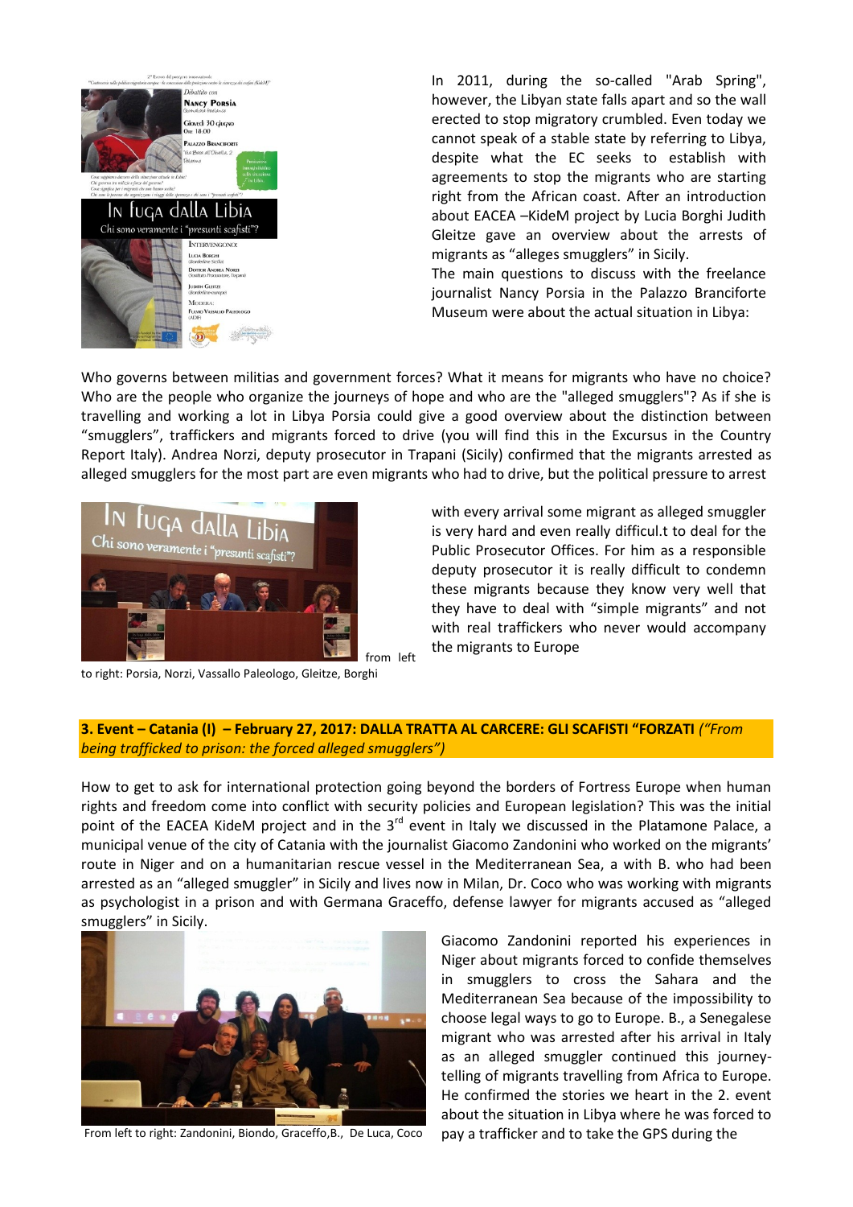In 2011, during the so-called "Arab Spring", however, the Libyan state falls apart and so the wall erected to stop migratory crumbled. Even today we cannot speak of a stable state by referring to Libya, despite what the EC seeks to establish with agreements to stop the migrants who are starting right from the African coast. After an introduction about EACEA –KideM project by Lucia Borghi Judith Gleitze gave an overview about the arrests of migrants as "alleges smugglers" in Sicily.

The main questions to discuss with the freelance journalist Nancy Porsia in the Palazzo Branciforte Museum were about the actual situation in Libya:

Who governs between militias and government forces? What it means for migrants who have no choice? Who are the people who organize the journeys of hope and who are the "alleged smugglers"? As if she is travelling and working a lot in Libya Porsia could give a good overview about the distinction between "smugglers", traffickers and migrants forced to drive (you will find this in the Excursus in the Country Report Italy). Andrea Norzi, deputy prosecutor in Trapani (Sicily) confirmed that the migrants arrested as alleged smugglers for the most part are even migrants who had to drive, but the political pressure to arrest with every arrival some migrant as alleged smuggler is very hard and even really difficul.t to deal for the Public Prosecutor Offices. For him as a responsible deputy prosecutor it is really difficult to condemn these migrants because they know very well that they have to deal with "simple migrants" and not with real traffickers who never would accompany the migrants to Europe

from left to right: Porsia, Norzi, Vassallo Paleologo, Gleitze, Borghi

## 3. Event – Catania (I) – February 27, 2017: DALLA TRATTA AL CARCERE: GLI SCAFISTI "FORZATI *("From being trafficked to prison: the forced alleged smugglers")*

How to get to ask for international protection going beyond the borders of Fortress Europe when human rights and freedom come into conflict with security policies and European legislation? This was the initial point of the EACEA KideM project and in the 3rd event in Italy we discussed in the Platamone Palace, a municipal venue of the city of Catania with the journalist Giacomo Zandonini who worked on the migrants' route in Niger and on a humanitarian rescue vessel in the Mediterranean Sea, a with B. who had been arrested as an "alleged smuggler" in Sicily and lives now in Milan, Dr. Coco who was working with migrants as psychologist in a prison and with Germana Graceffo, defense lawyer for migrants accused as "alleged smugglers" in Sicily.

From left to right: Zandonini, Biondo, Graceffo,B., De Luca, Coco

Giacomo Zandonini reported his experiences in Niger about migrants forced to confide themselves in smugglers to cross the Sahara and the Mediterranean Sea because of the impossibility to choose legal ways to go to Europe. B., a Senegalese migrant who was arrested after his arrival in Italy as an alleged smuggler continued this journey-telling of migrants travelling from Africa to Europe. He confirmed the stories we heart in the 2. event about the situation in Libya where he was forced to pay a trafficker and to take the GPS during the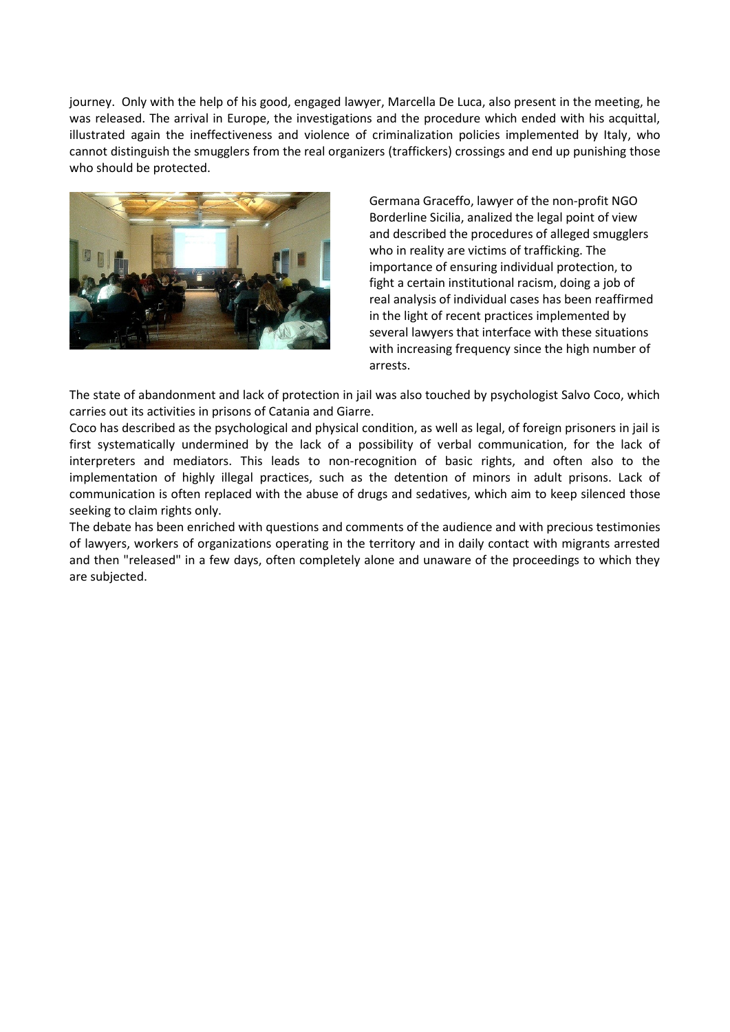journey. Only with the help of his good, engaged lawyer, Marcella De Luca, also present in the meeting, he was released. The arrival in Europe, the investigations and the procedure which ended with his acquittal, illustrated again the ineffectiveness and violence of criminalization policies implemented by Italy, who cannot distinguish the smugglers from the real organizers (traffickers) crossings and end up punishing those who should be protected.

Germana Graceffo, lawyer of the non-profit NGO Borderline Sicilia, analized the legal point of view and described the procedures of alleged smugglers who in reality are victims of trafficking. The importance of ensuring individual protection, to fight a certain institutional racism, doing a job of real analysis of individual cases has been reaffirmed in the light of recent practices implemented by several lawyers that interface with these situations with increasing frequency since the high number of arrests.

The state of abandonment and lack of protection in jail was also touched by psychologist Salvo Coco, which carries out its activities in prisons of Catania and Giarre.

Coco has described as the psychological and physical condition, as well as legal, of foreign prisoners in jail is first systematically undermined by the lack of a possibility of verbal communication, for the lack of interpreters and mediators. This leads to non-recognition of basic rights, and often also to the implementation of highly illegal practices, such as the detention of minors in adult prisons. Lack of communication is often replaced with the abuse of drugs and sedatives, which aim to keep silenced those seeking to claim rights only.

The debate has been enriched with questions and comments of the audience and with precious testimonies of lawyers, workers of organizations operating in the territory and in daily contact with migrants arrested and then "released" in a few days, often completely alone and unaware of the proceedings to which they are subjected.